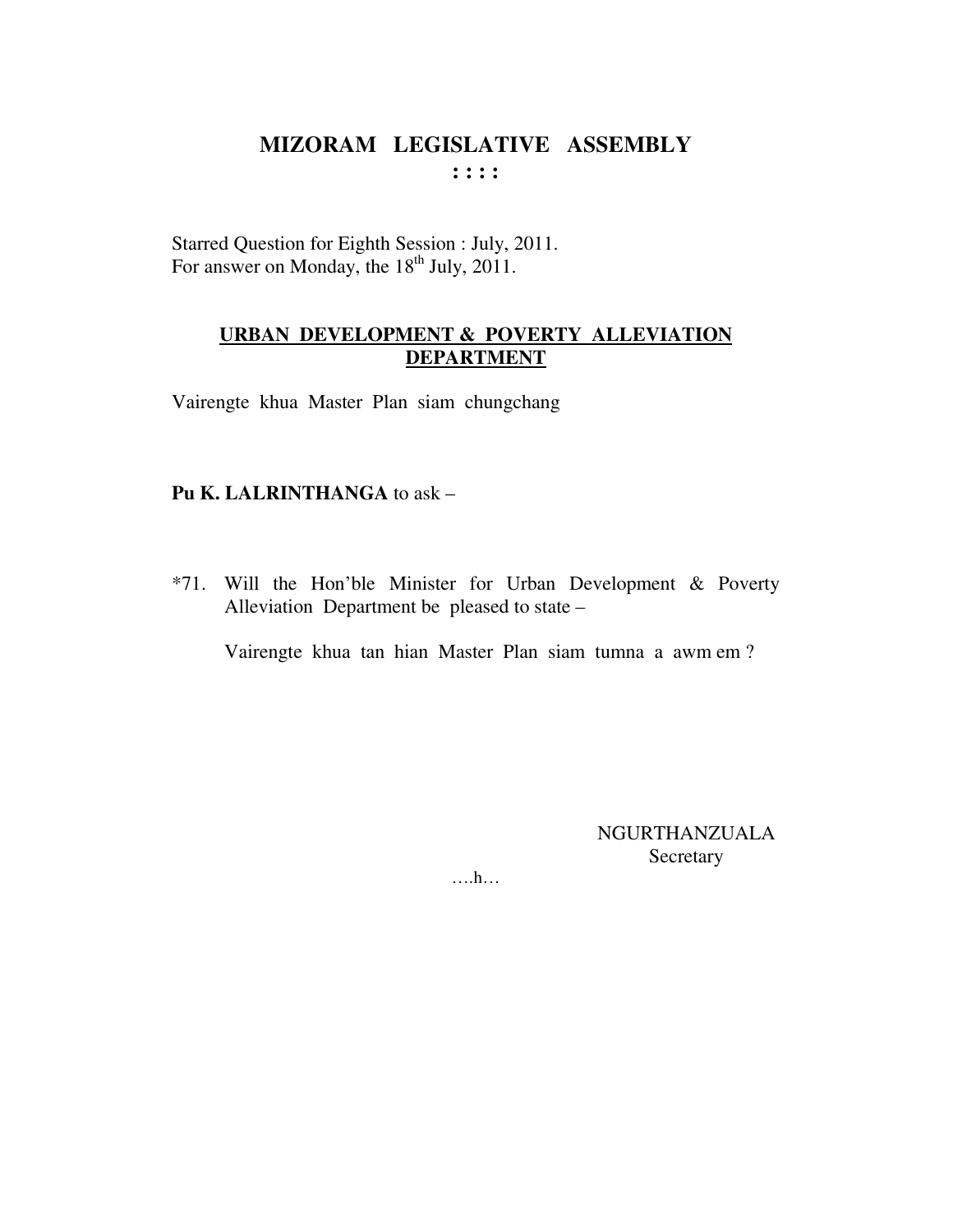# MIZORAM LEGISLATIVE ASSEMBLY

: : : :

Starred Question for Eighth Session : July, 2011.
For answer on Monday, the 18th July, 2011.

## URBAN DEVELOPMENT & POVERTY ALLEVIATION DEPARTMENT

Vairengte khua Master Plan siam chungchang

**Pu K. LALRINTHANGA** to ask –

*71. Will the Hon'ble Minister for Urban Development & Poverty Alleviation Department be pleased to state –

Vairengte khua tan hian Master Plan siam tumna a awm em ?

NGURTHANZUALA
Secretary

….h…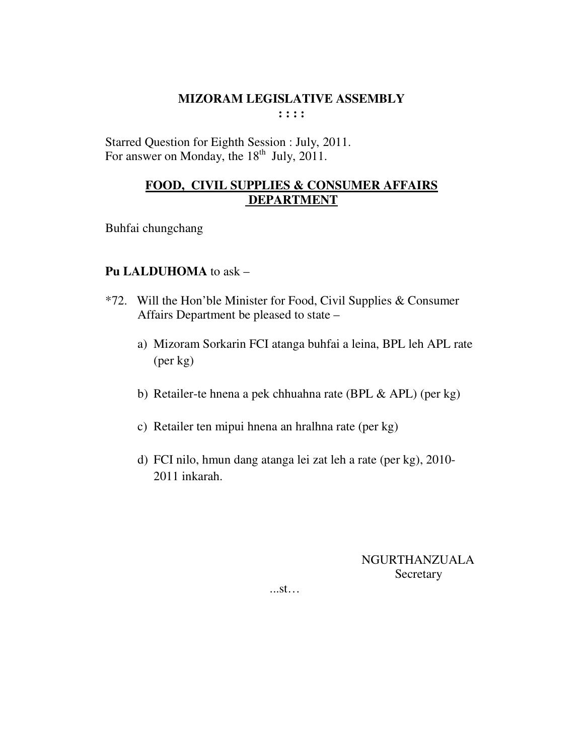# MIZORAM LEGISLATIVE ASSEMBLY

: : : :

Starred Question for Eighth Session : July, 2011.
For answer on Monday, the 18th July, 2011.

## FOOD, CIVIL SUPPLIES & CONSUMER AFFAIRS DEPARTMENT

Buhfai chungchang

**Pu LALDUHOMA** to ask –

*72. Will the Hon'ble Minister for Food, Civil Supplies & Consumer Affairs Department be pleased to state –

a) Mizoram Sorkarin FCI atanga buhfai a leina, BPL leh APL rate (per kg)

b) Retailer-te hnena a pek chhuahna rate (BPL & APL) (per kg)

c) Retailer ten mipui hnena an hralhna rate (per kg)

d) FCI nilo, hmun dang atanga lei zat leh a rate (per kg), 2010-2011 inkarah.

NGURTHANZUALA
Secretary

...st…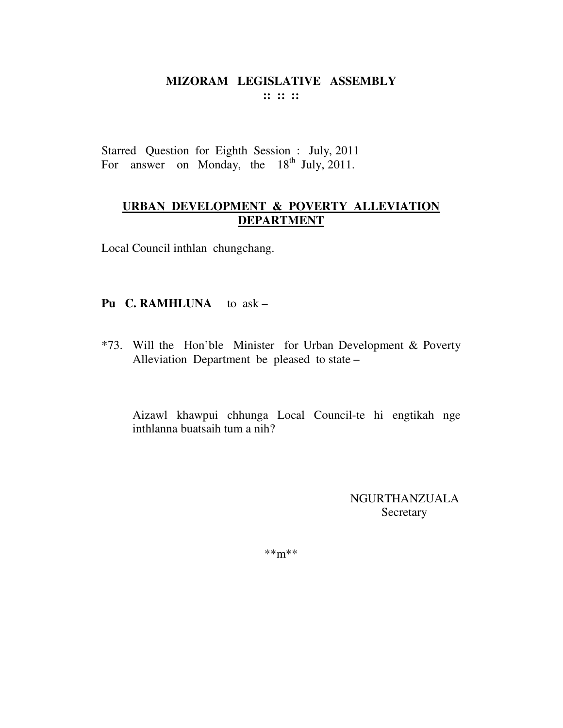# MIZORAM LEGISLATIVE ASSEMBLY

**:: :: ::**

Starred Question for Eighth Session : July, 2011
For answer on Monday, the 18th July, 2011.

## URBAN DEVELOPMENT & POVERTY ALLEVIATION DEPARTMENT

Local Council inthlan chungchang.

**Pu C. RAMHLUNA** to ask –

*73. Will the Hon'ble Minister for Urban Development & Poverty Alleviation Department be pleased to state –

Aizawl khawpui chhunga Local Council-te hi engtikah nge inthlanna buatsaih tum a nih?

NGURTHANZUALA
Secretary

**m**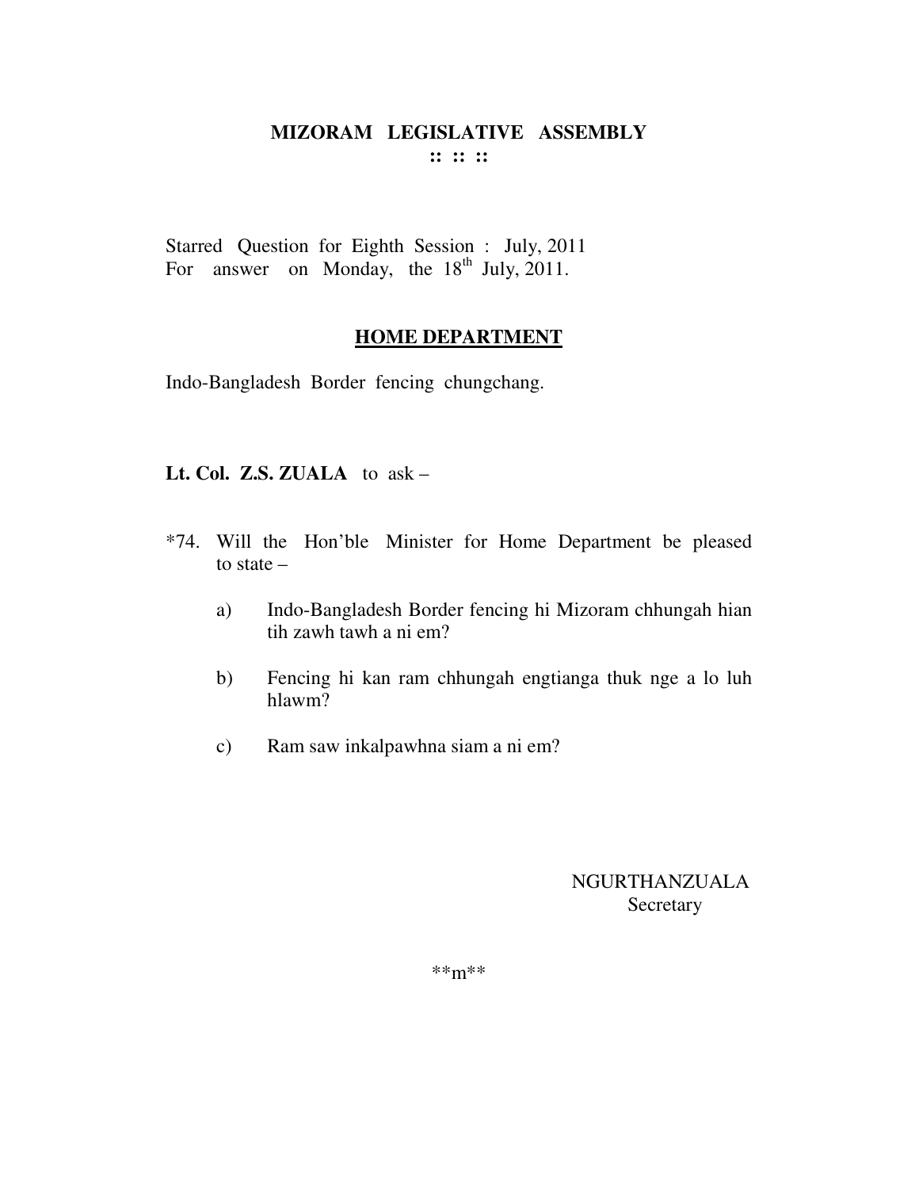# MIZORAM LEGISLATIVE ASSEMBLY

**:: :: ::**

Starred Question for Eighth Session : July, 2011
For answer on Monday, the 18th July, 2011.

## HOME DEPARTMENT

Indo-Bangladesh Border fencing chungchang.

**Lt. Col. Z.S. ZUALA** to ask –

*74. Will the Hon'ble Minister for Home Department be pleased to state –

a) Indo-Bangladesh Border fencing hi Mizoram chhungah hian tih zawh tawh a ni em?

b) Fencing hi kan ram chhungah engtianga thuk nge a lo luh hlawm?

c) Ram saw inkalpawhna siam a ni em?

NGURTHANZUALA
Secretary

**m**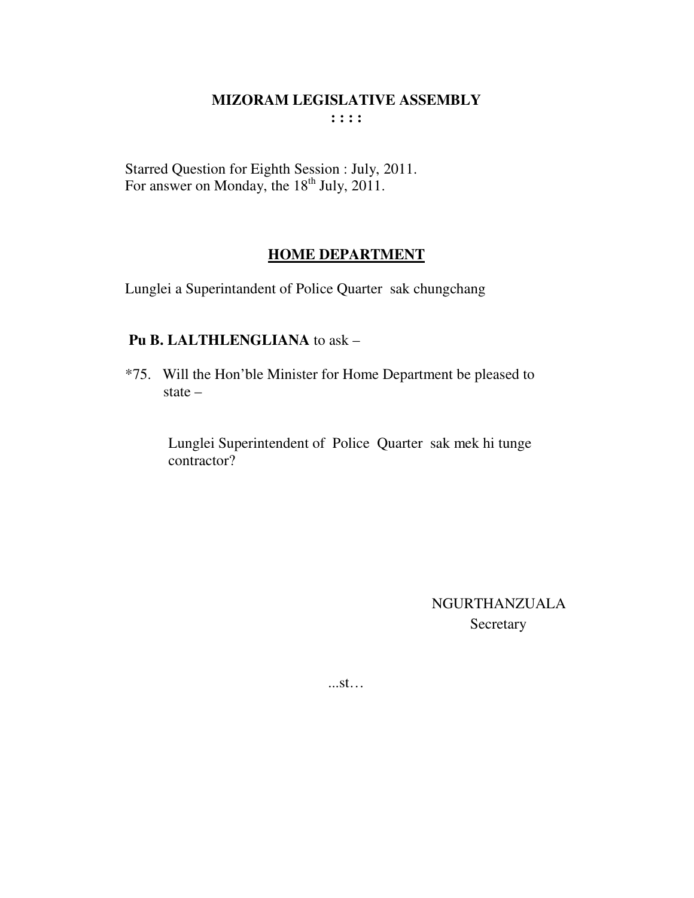# MIZORAM LEGISLATIVE ASSEMBLY

**: : : :**

Starred Question for Eighth Session : July, 2011.
For answer on Monday, the 18th July, 2011.

## HOME DEPARTMENT

Lunglei a Superintandent of Police Quarter sak chungchang

**Pu B. LALTHLENGLIANA** to ask –

*75. Will the Hon'ble Minister for Home Department be pleased to state –

Lunglei Superintendent of Police Quarter sak mek hi tunge contractor?

NGURTHANZUALA
Secretary

...st…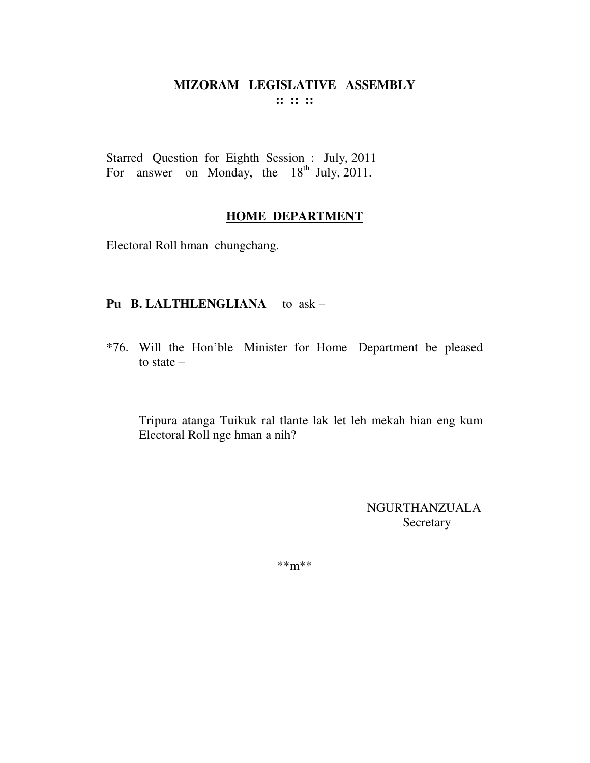# MIZORAM LEGISLATIVE ASSEMBLY

**:: :: ::**

Starred Question for Eighth Session : July, 2011
For answer on Monday, the 18th July, 2011.

## HOME DEPARTMENT

Electoral Roll hman chungchang.

**Pu B. LALTHLENGLIANA** to ask –

*76. Will the Hon'ble Minister for Home Department be pleased to state –

Tripura atanga Tuikuk ral tlante lak let leh mekah hian eng kum Electoral Roll nge hman a nih?

NGURTHANZUALA
Secretary

**m**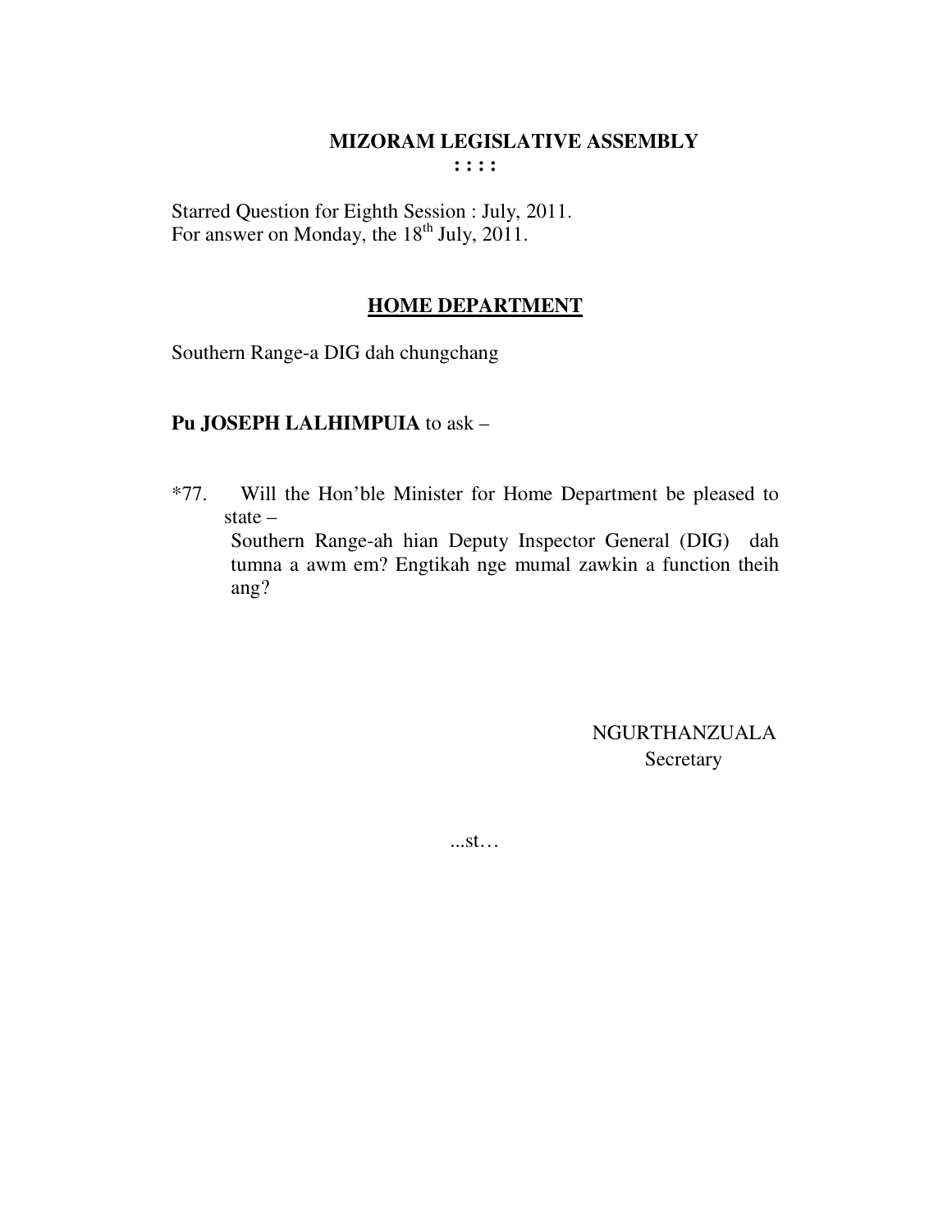# MIZORAM LEGISLATIVE ASSEMBLY

**: : : :**

Starred Question for Eighth Session : July, 2011.
For answer on Monday, the 18th July, 2011.

## HOME DEPARTMENT

Southern Range-a DIG dah chungchang

**Pu JOSEPH LALHIMPUIA** to ask –

*77. Will the Hon'ble Minister for Home Department be pleased to state –

Southern Range-ah hian Deputy Inspector General (DIG) dah tumna a awm em? Engtikah nge mumal zawkin a function theih ang?

NGURTHANZUALA
Secretary

...st…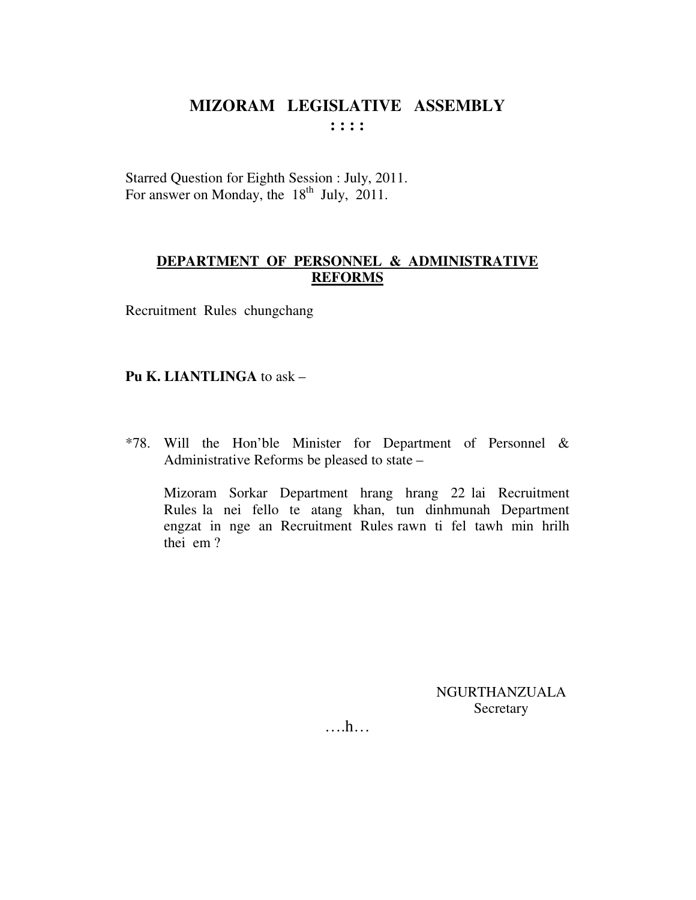# MIZORAM LEGISLATIVE ASSEMBLY

**: : : :**

Starred Question for Eighth Session : July, 2011.
For answer on Monday, the 18th July, 2011.

## DEPARTMENT OF PERSONNEL & ADMINISTRATIVE REFORMS

Recruitment Rules chungchang

**Pu K. LIANTLINGA** to ask –

*78. Will the Hon'ble Minister for Department of Personnel & Administrative Reforms be pleased to state –

Mizoram Sorkar Department hrang hrang 22 lai Recruitment Rules la nei fello te atang khan, tun dinhmunah Department engzat in nge an Recruitment Rules rawn ti fel tawh min hrilh thei em ?

NGURTHANZUALA
Secretary

….h…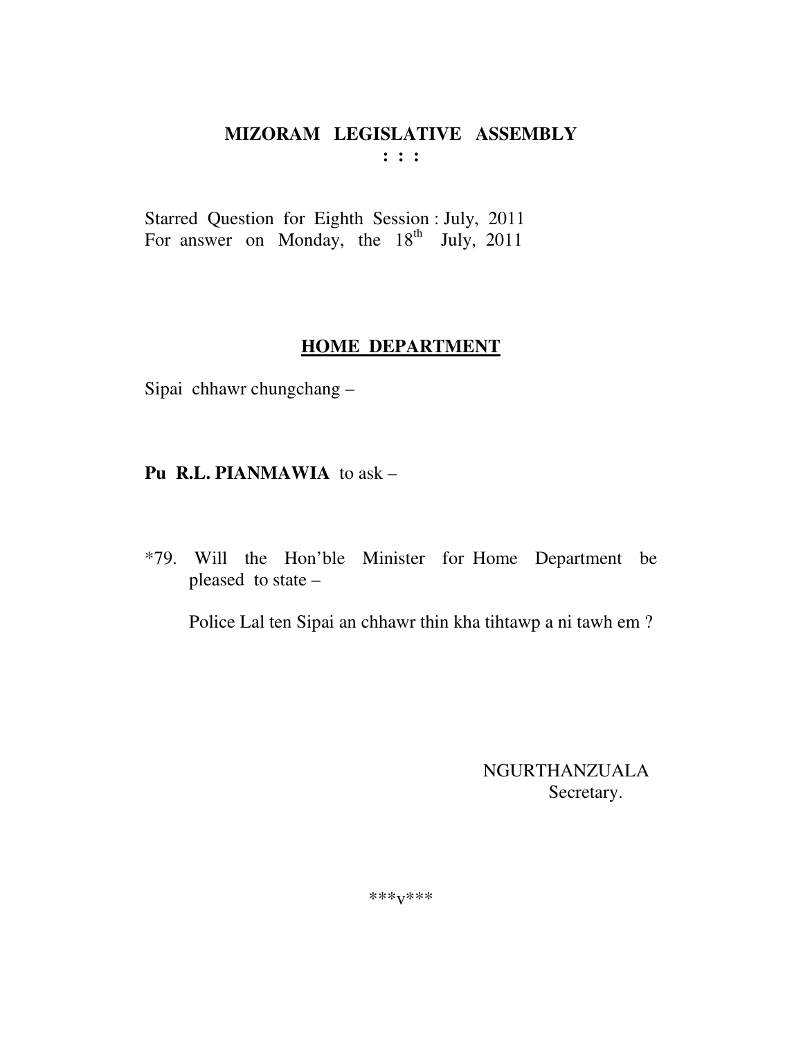# MIZORAM LEGISLATIVE ASSEMBLY

**: : :**

Starred Question for Eighth Session : July, 2011
For answer on Monday, the 18th July, 2011

## HOME DEPARTMENT

Sipai chhawr chungchang –

**Pu R.L. PIANMAWIA** to ask –

*79. Will the Hon'ble Minister for Home Department be pleased to state –

Police Lal ten Sipai an chhawr thin kha tihtawp a ni tawh em ?

NGURTHANZUALA
Secretary.

***v***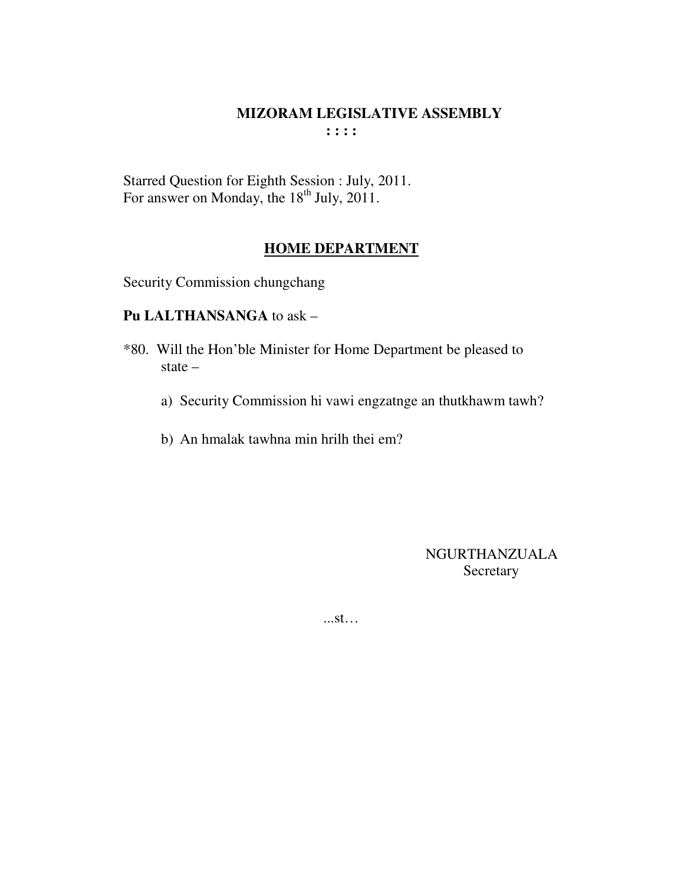# MIZORAM LEGISLATIVE ASSEMBLY

**: : : :**

Starred Question for Eighth Session : July, 2011.
For answer on Monday, the 18th July, 2011.

## HOME DEPARTMENT

Security Commission chungchang

**Pu LALTHANSANGA** to ask –

*80. Will the Hon'ble Minister for Home Department be pleased to state –

a) Security Commission hi vawi engzatnge an thutkhawm tawh?

b) An hmalak tawhna min hrilh thei em?

NGURTHANZUALA
Secretary

...st…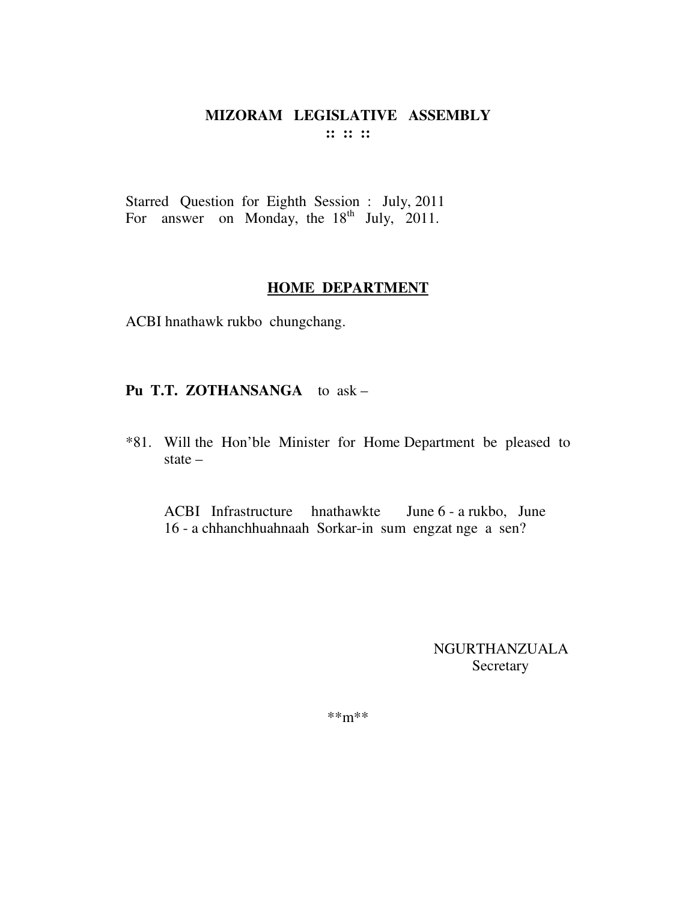# MIZORAM LEGISLATIVE ASSEMBLY

**:: :: ::**

Starred Question for Eighth Session : July, 2011
For answer on Monday, the 18th July, 2011.

## HOME DEPARTMENT

ACBI hnathawk rukbo chungchang.

**Pu T.T. ZOTHANSANGA** to ask –

*81. Will the Hon'ble Minister for Home Department be pleased to state –

ACBI Infrastructure hnathawkte June 6 - a rukbo, June 16 - a chhanchhuahnaah Sorkar-in sum engzat nge a sen?

NGURTHANZUALA
Secretary

**m**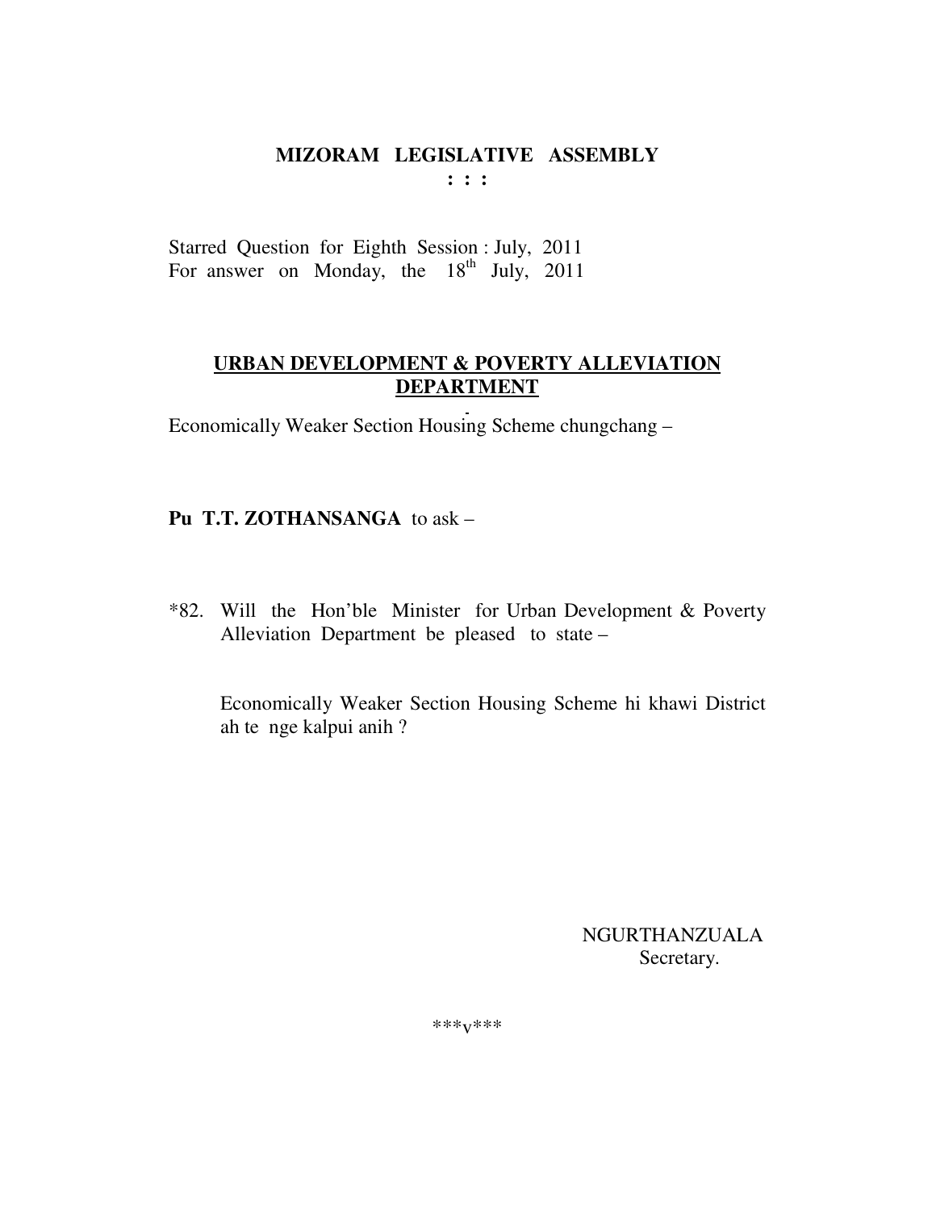**MIZORAM LEGISLATIVE ASSEMBLY**
**: : :**

Starred Question for Eighth Session : July, 2011
For answer on Monday, the 18th July, 2011

**URBAN DEVELOPMENT & POVERTY ALLEVIATION DEPARTMENT**

Economically Weaker Section Housing Scheme chungchang –

**Pu T.T. ZOTHANSANGA** to ask –

*82. Will the Hon'ble Minister for Urban Development & Poverty Alleviation Department be pleased to state –

Economically Weaker Section Housing Scheme hi khawi District ah te nge kalpui anih ?

NGURTHANZUALA
Secretary.

***v***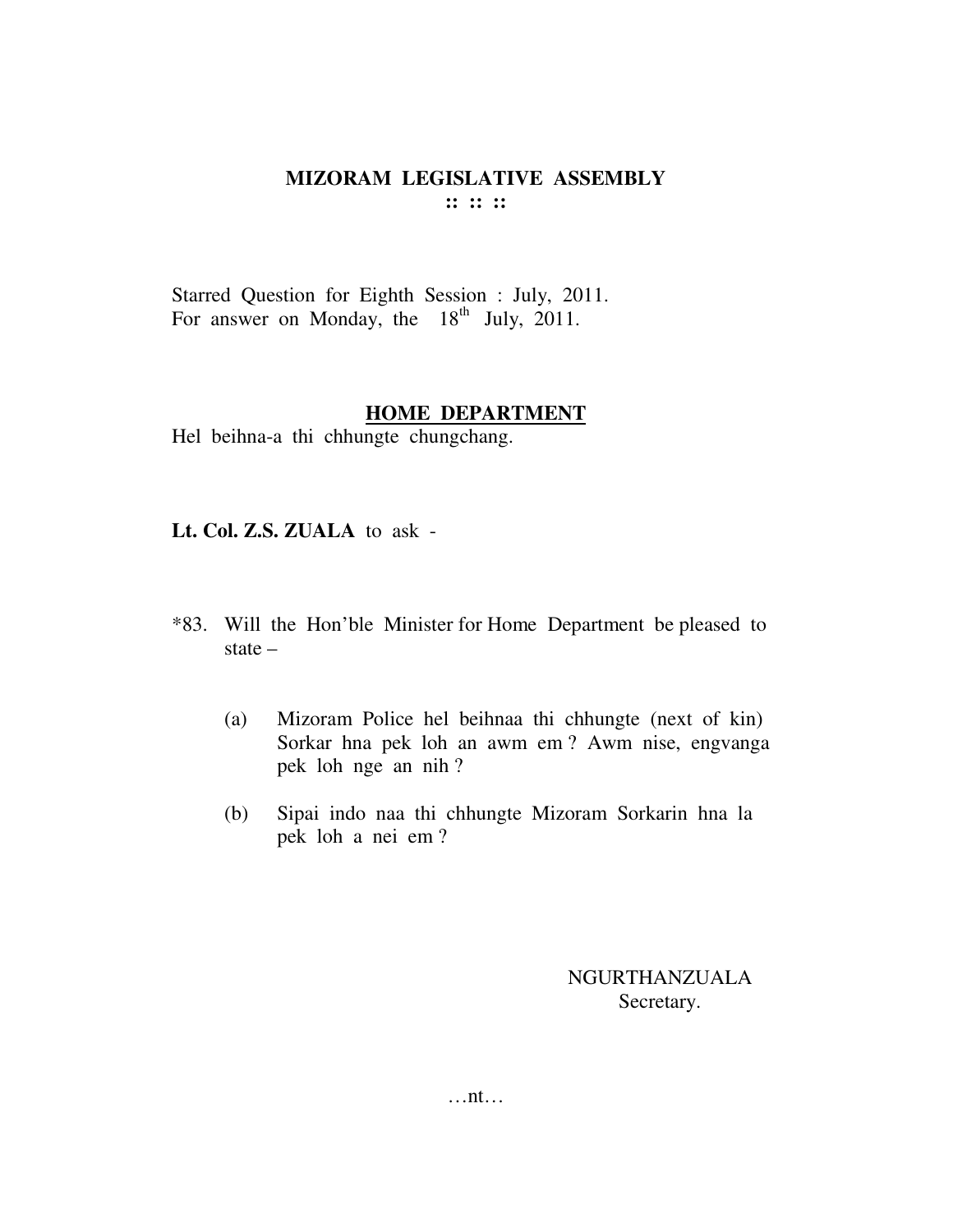# MIZORAM LEGISLATIVE ASSEMBLY

:: :: ::

Starred Question for Eighth Session : July, 2011.
For answer on Monday, the 18th July, 2011.

## HOME DEPARTMENT

Hel beihna-a thi chhungte chungchang.

**Lt. Col. Z.S. ZUALA** to ask -

*83. Will the Hon'ble Minister for Home Department be pleased to state –

(a) Mizoram Police hel beihnaa thi chhungte (next of kin) Sorkar hna pek loh an awm em ? Awm nise, engvanga pek loh nge an nih ?

(b) Sipai indo naa thi chhungte Mizoram Sorkarin hna la pek loh a nei em ?

NGURTHANZUALA
Secretary.

…nt…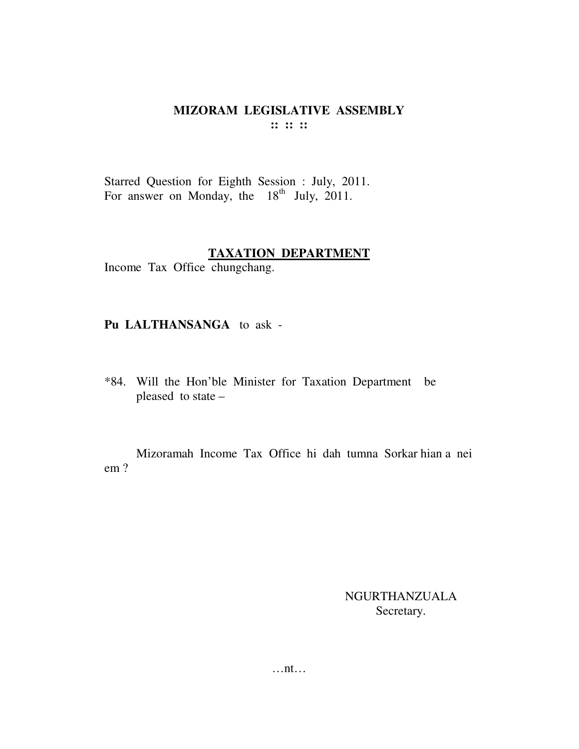**MIZORAM LEGISLATIVE ASSEMBLY**
**:: :: ::**

Starred Question for Eighth Session : July, 2011.
For answer on Monday, the 18th July, 2011.

**TAXATION DEPARTMENT**
Income Tax Office chungchang.

**Pu LALTHANSANGA** to ask -

*84. Will the Hon'ble Minister for Taxation Department be pleased to state –

Mizoramah Income Tax Office hi dah tumna Sorkar hian a nei em ?

NGURTHANZUALA
Secretary.

…nt…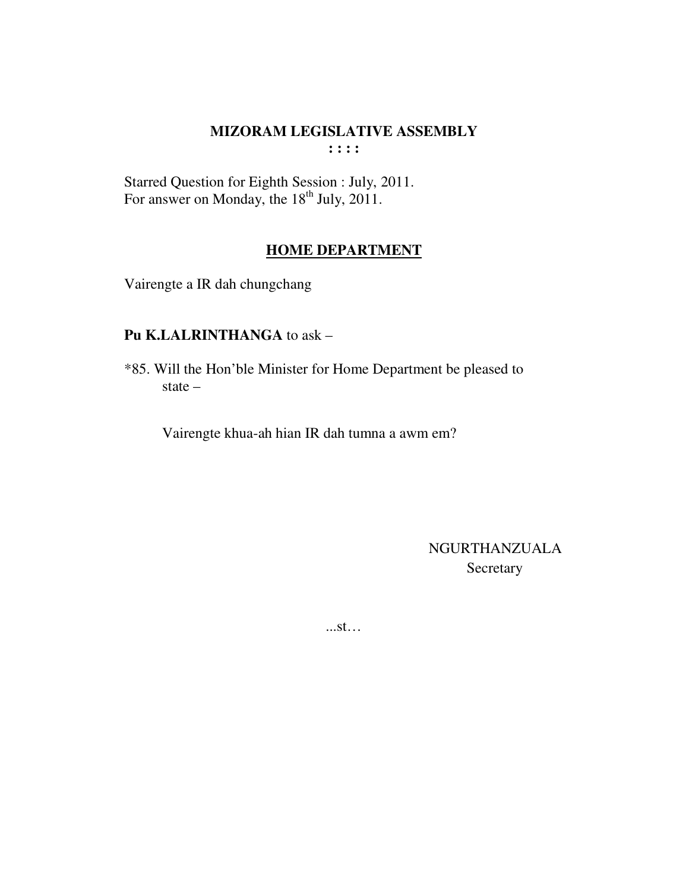# MIZORAM LEGISLATIVE ASSEMBLY

**: : : :**

Starred Question for Eighth Session : July, 2011.
For answer on Monday, the 18th July, 2011.

## HOME DEPARTMENT

Vairengte a IR dah chungchang

**Pu K.LALRINTHANGA** to ask –

*85. Will the Hon'ble Minister for Home Department be pleased to state –

Vairengte khua-ah hian IR dah tumna a awm em?

NGURTHANZUALA
Secretary

...st…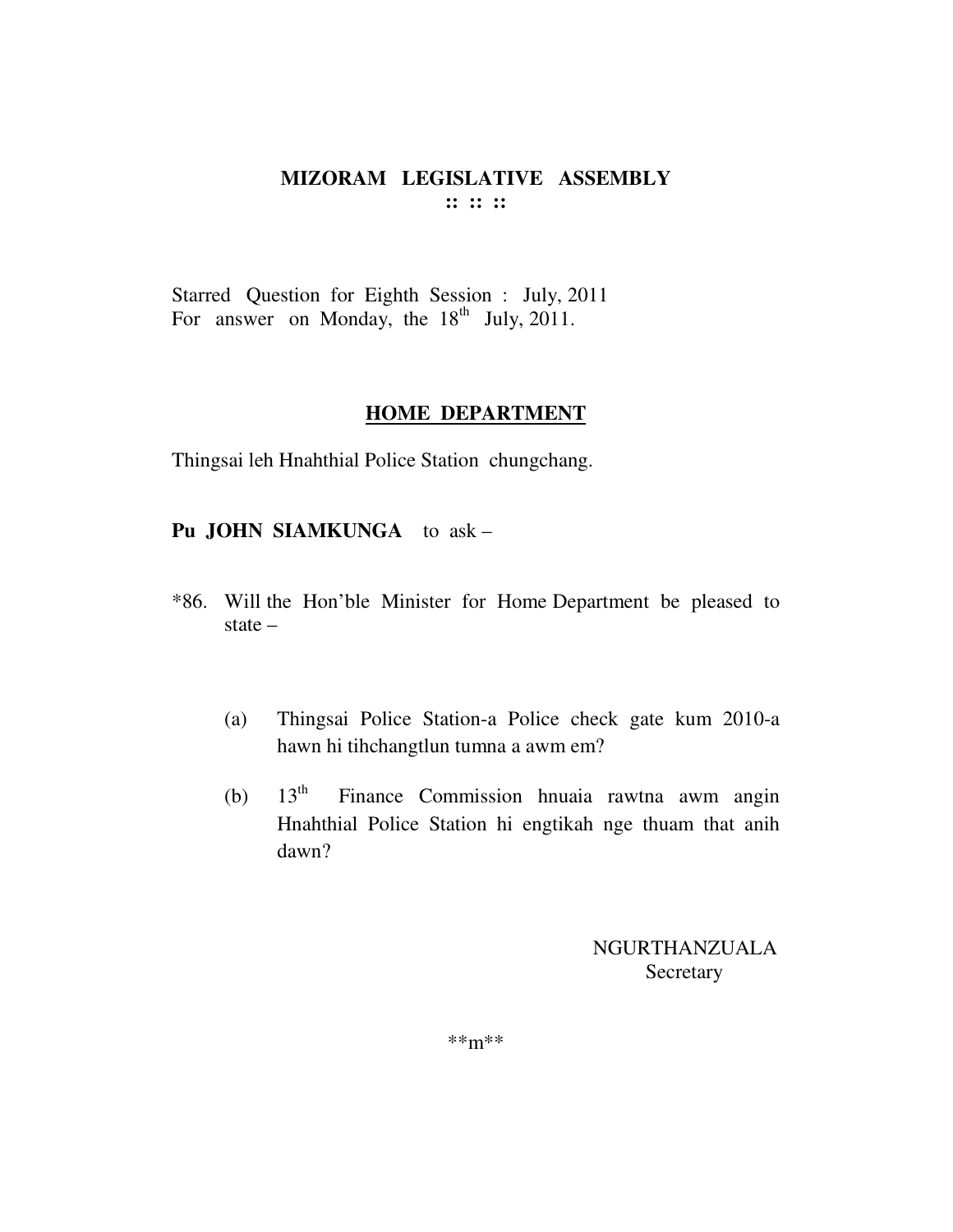# MIZORAM LEGISLATIVE ASSEMBLY

**:: :: ::**

Starred Question for Eighth Session : July, 2011
For answer on Monday, the 18th July, 2011.

## HOME DEPARTMENT

Thingsai leh Hnahthial Police Station chungchang.

**Pu JOHN SIAMKUNGA** to ask –

*86. Will the Hon'ble Minister for Home Department be pleased to state –

(a) Thingsai Police Station-a Police check gate kum 2010-a hawn hi tihchangtlun tumna a awm em?

(b) 13th Finance Commission hnuaia rawtna awm angin Hnahthial Police Station hi engtikah nge thuam that anih dawn?

NGURTHANZUALA
Secretary

**m**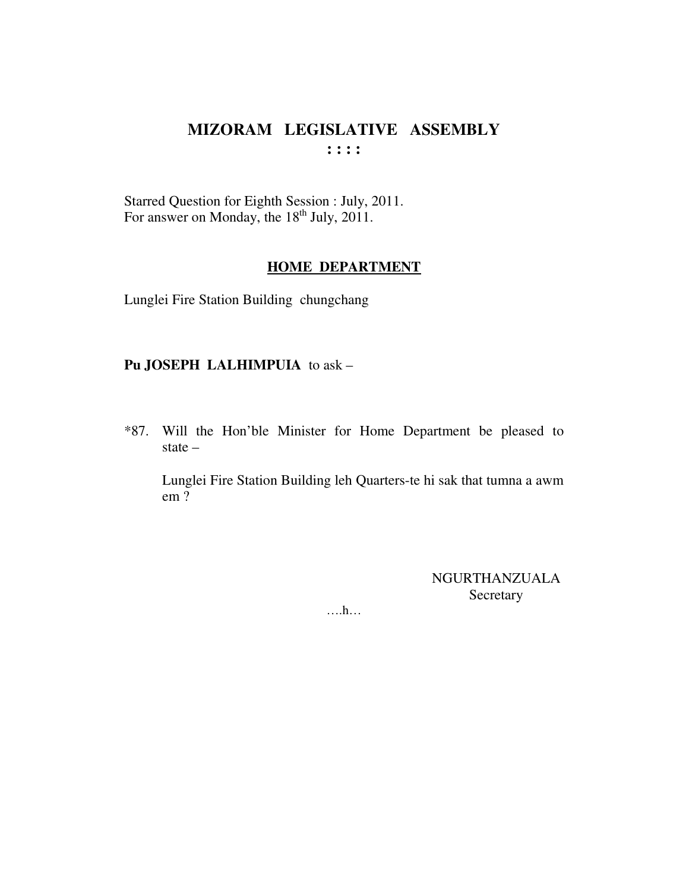# MIZORAM LEGISLATIVE ASSEMBLY

**: : : :**

Starred Question for Eighth Session : July, 2011.
For answer on Monday, the 18th July, 2011.

## HOME DEPARTMENT

Lunglei Fire Station Building chungchang

**Pu JOSEPH LALHIMPUIA** to ask –

*87. Will the Hon'ble Minister for Home Department be pleased to state –

Lunglei Fire Station Building leh Quarters-te hi sak that tumna a awm em ?

NGURTHANZUALA
Secretary

….h…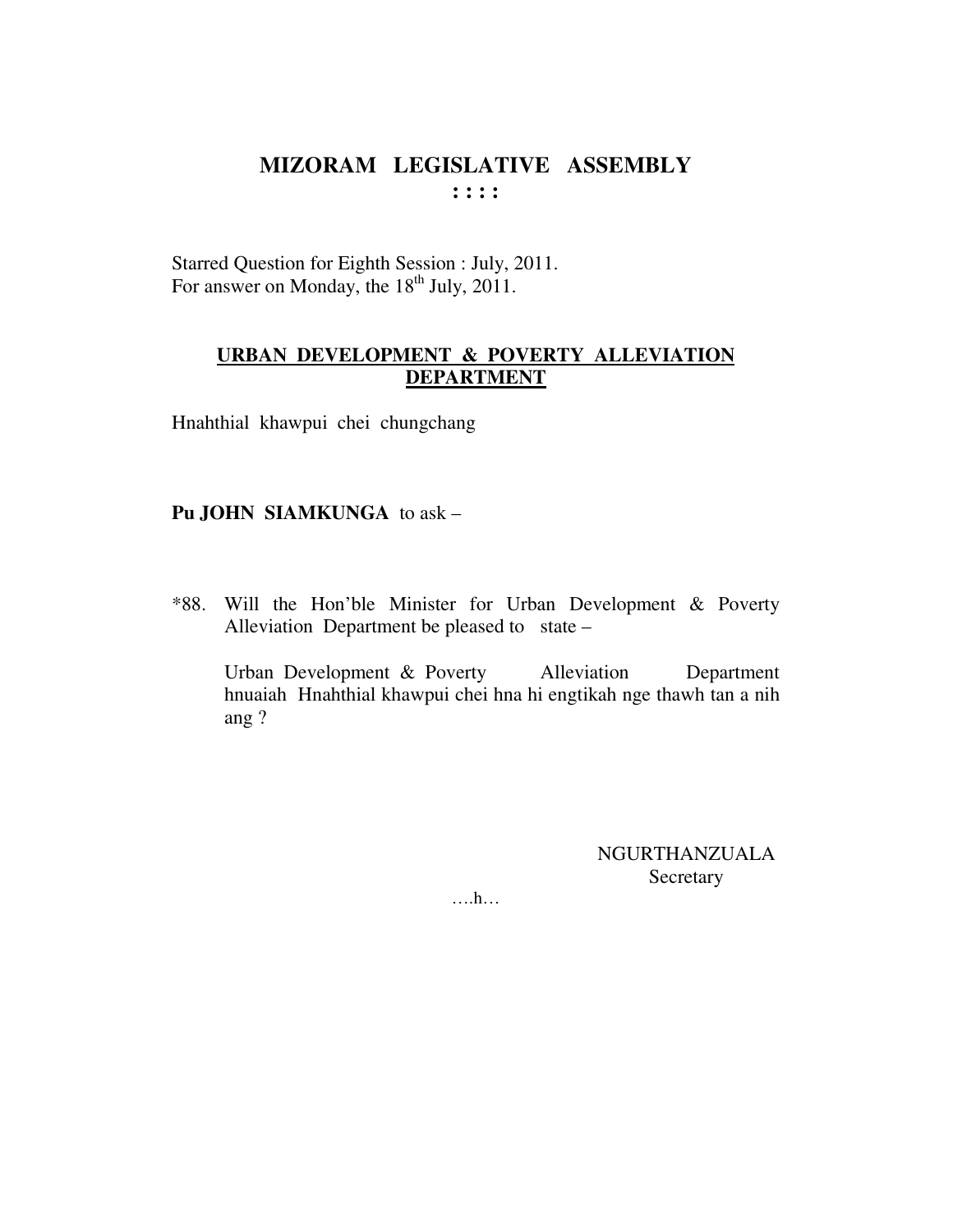# MIZORAM LEGISLATIVE ASSEMBLY

**: : : :**

Starred Question for Eighth Session : July, 2011.
For answer on Monday, the 18th July, 2011.

**URBAN DEVELOPMENT & POVERTY ALLEVIATION DEPARTMENT**

Hnahthial khawpui chei chungchang

**Pu JOHN SIAMKUNGA** to ask –

*88. Will the Hon'ble Minister for Urban Development & Poverty Alleviation Department be pleased to state –

Urban Development & Poverty Alleviation Department hnuaiah Hnahthial khawpui chei hna hi engtikah nge thawh tan a nih ang ?

NGURTHANZUALA
Secretary

….h…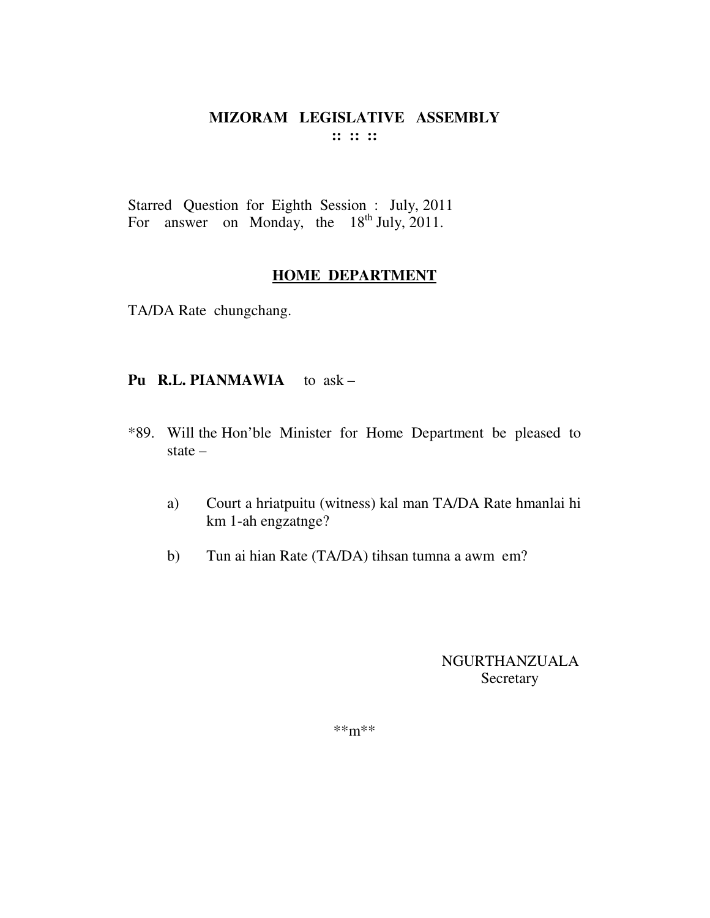# MIZORAM LEGISLATIVE ASSEMBLY

**:: :: ::**

Starred Question for Eighth Session : July, 2011
For answer on Monday, the 18th July, 2011.

## HOME DEPARTMENT

TA/DA Rate chungchang.

**Pu R.L. PIANMAWIA** to ask –

*89. Will the Hon'ble Minister for Home Department be pleased to state –

a) Court a hriatpuitu (witness) kal man TA/DA Rate hmanlai hi km 1-ah engzatnge?

b) Tun ai hian Rate (TA/DA) tihsan tumna a awm em?

NGURTHANZUALA
Secretary

**m**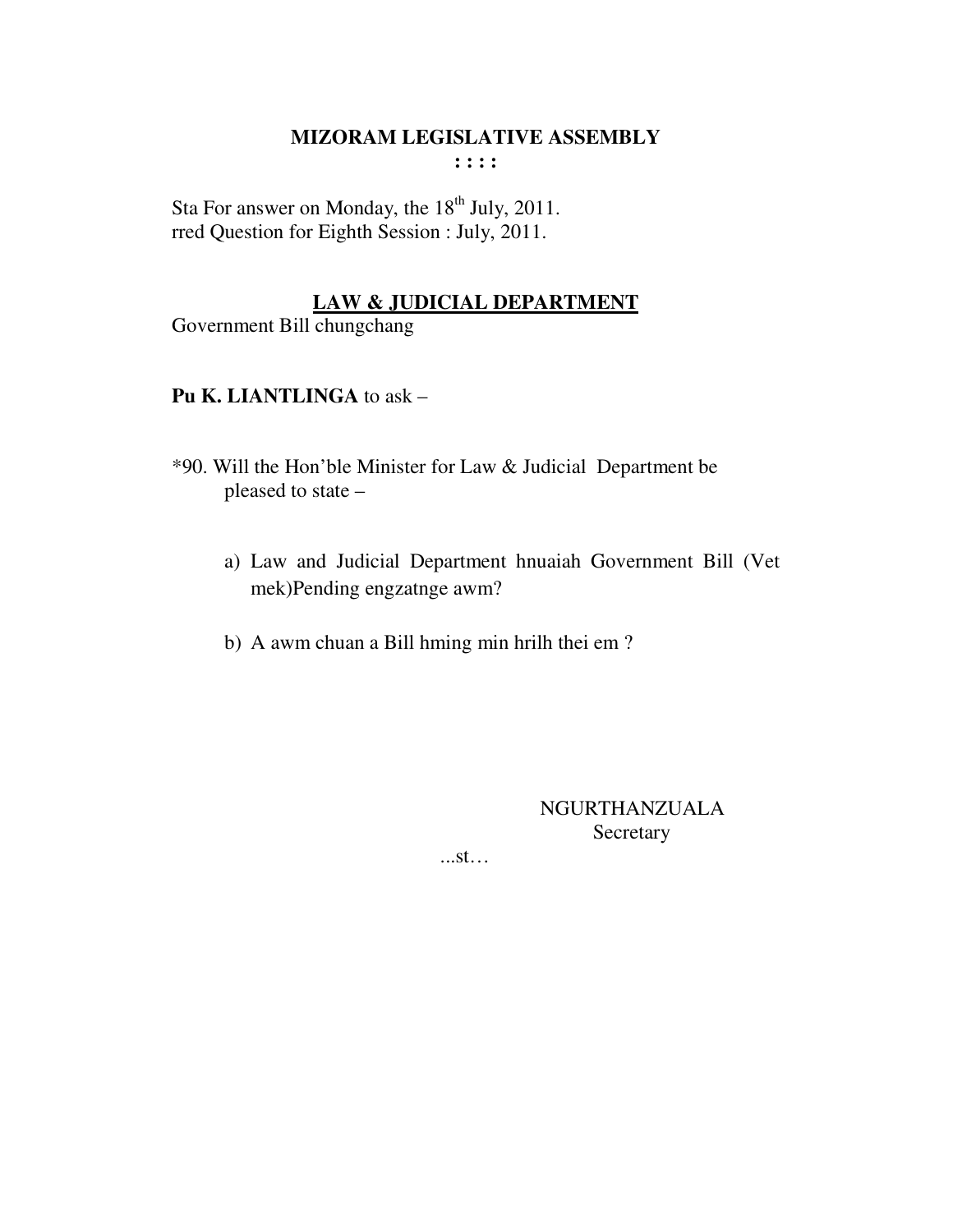**MIZORAM LEGISLATIVE ASSEMBLY**

**: : : :**

Sta For answer on Monday, the 18th July, 2011.
rred Question for Eighth Session : July, 2011.

**LAW & JUDICIAL DEPARTMENT**

Government Bill chungchang

**Pu K. LIANTLINGA** to ask –

*90. Will the Hon'ble Minister for Law & Judicial Department be pleased to state –

a) Law and Judicial Department hnuaiah Government Bill (Vet mek)Pending engzatnge awm?

b) A awm chuan a Bill hming min hrilh thei em ?

NGURTHANZUALA
Secretary

...st…